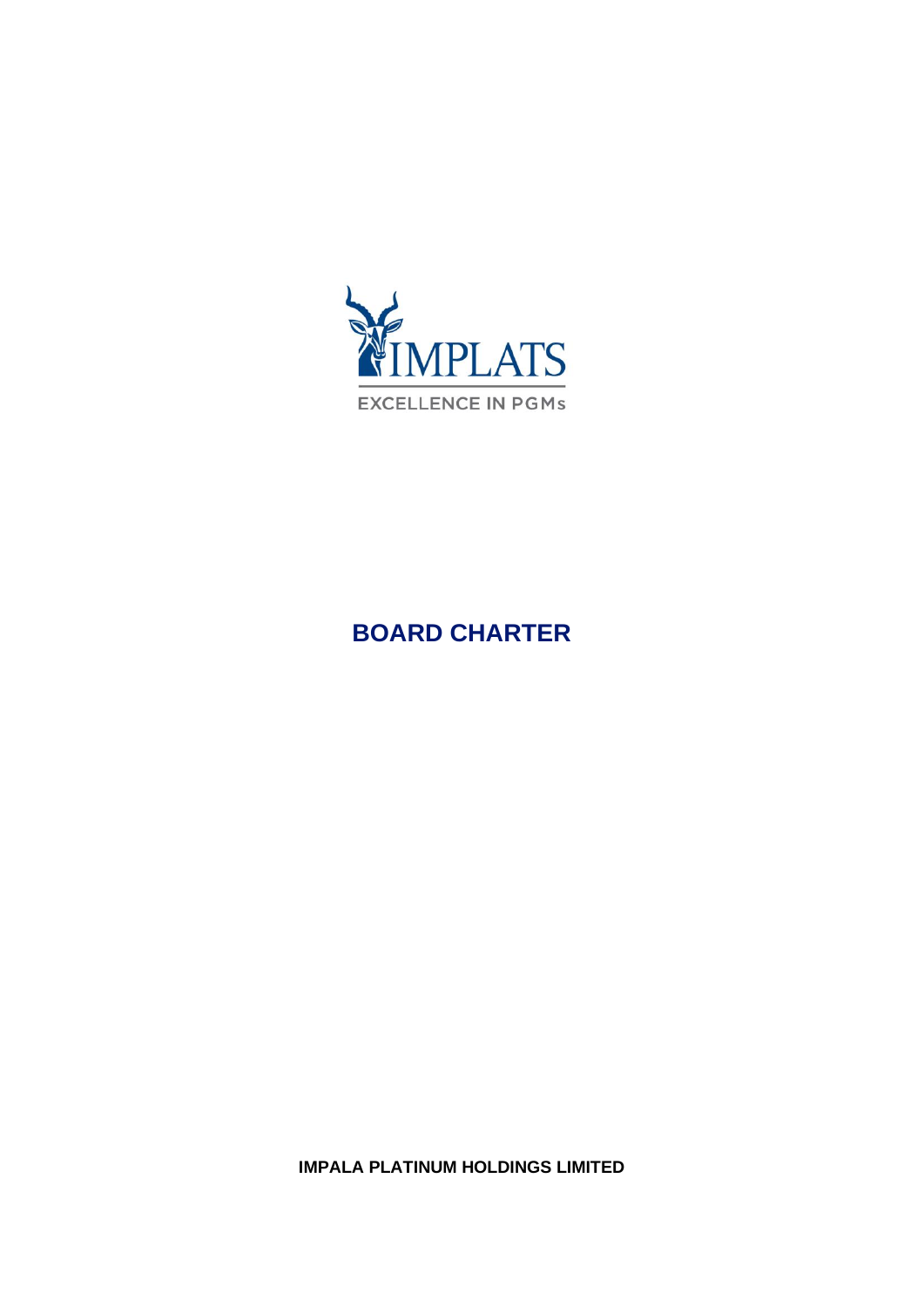IMPLATS

EXCELLENCE IN PGMs

# BOARD CHARTER

**IMPALA PLATINUM HOLDINGS LIMITED**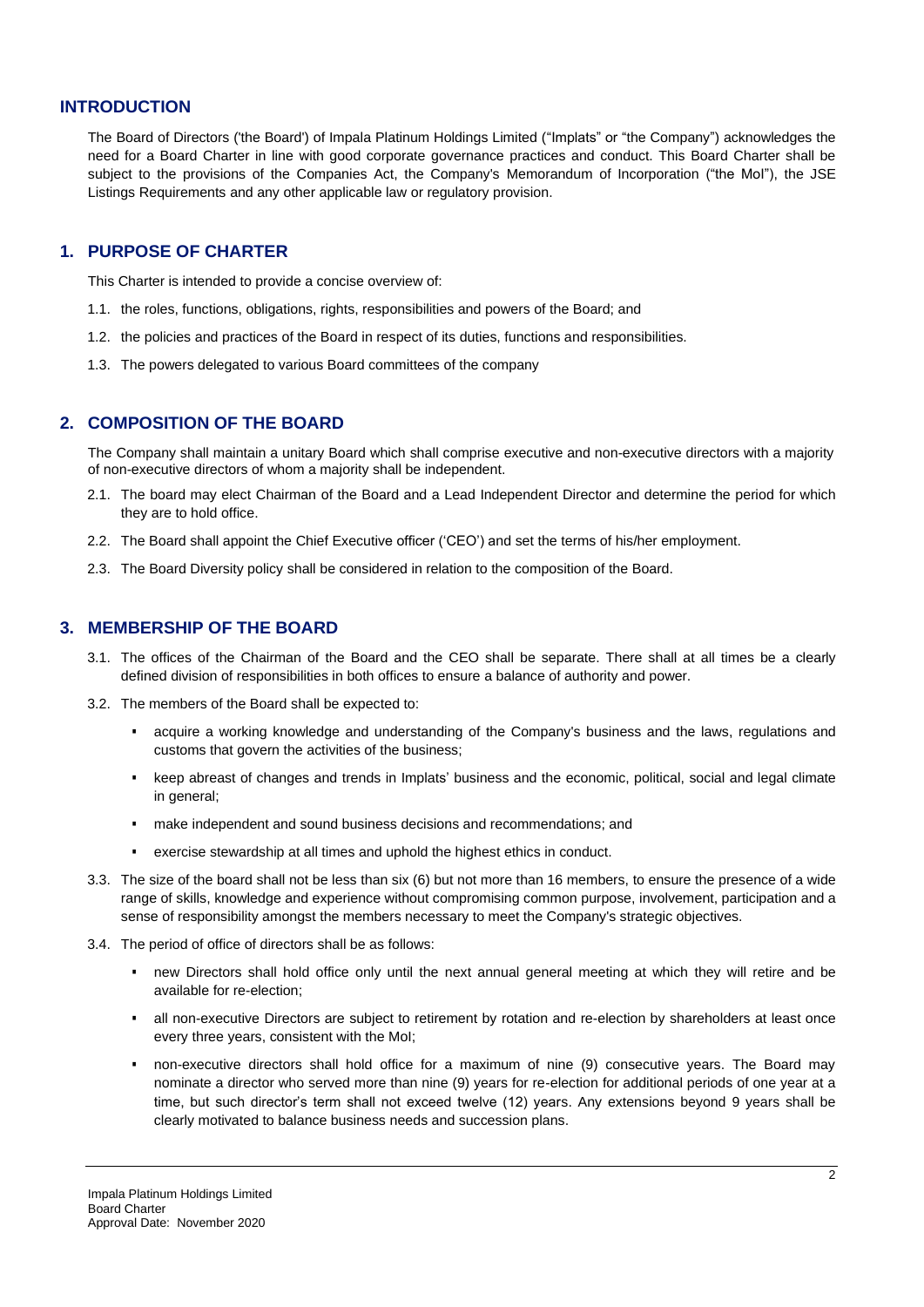## INTRODUCTION

The Board of Directors ('the Board') of Impala Platinum Holdings Limited ("Implats" or "the Company") acknowledges the need for a Board Charter in line with good corporate governance practices and conduct. This Board Charter shall be subject to the provisions of the Companies Act, the Company's Memorandum of Incorporation ("the MoI"), the JSE Listings Requirements and any other applicable law or regulatory provision.

## 1. PURPOSE OF CHARTER

This Charter is intended to provide a concise overview of:

1.1. the roles, functions, obligations, rights, responsibilities and powers of the Board; and

1.2. the policies and practices of the Board in respect of its duties, functions and responsibilities.

1.3. The powers delegated to various Board committees of the company

## 2. COMPOSITION OF THE BOARD

The Company shall maintain a unitary Board which shall comprise executive and non-executive directors with a majority of non-executive directors of whom a majority shall be independent.

2.1. The board may elect Chairman of the Board and a Lead Independent Director and determine the period for which they are to hold office.

2.2. The Board shall appoint the Chief Executive officer ('CEO') and set the terms of his/her employment.

2.3. The Board Diversity policy shall be considered in relation to the composition of the Board.

## 3. MEMBERSHIP OF THE BOARD

3.1. The offices of the Chairman of the Board and the CEO shall be separate. There shall at all times be a clearly defined division of responsibilities in both offices to ensure a balance of authority and power.

3.2. The members of the Board shall be expected to:

- acquire a working knowledge and understanding of the Company's business and the laws, regulations and customs that govern the activities of the business;
- keep abreast of changes and trends in Implats' business and the economic, political, social and legal climate in general;
- make independent and sound business decisions and recommendations; and
- exercise stewardship at all times and uphold the highest ethics in conduct.

3.3. The size of the board shall not be less than six (6) but not more than 16 members, to ensure the presence of a wide range of skills, knowledge and experience without compromising common purpose, involvement, participation and a sense of responsibility amongst the members necessary to meet the Company's strategic objectives.

3.4. The period of office of directors shall be as follows:

- new Directors shall hold office only until the next annual general meeting at which they will retire and be available for re-election;
- all non-executive Directors are subject to retirement by rotation and re-election by shareholders at least once every three years, consistent with the MoI;
- non-executive directors shall hold office for a maximum of nine (9) consecutive years. The Board may nominate a director who served more than nine (9) years for re-election for additional periods of one year at a time, but such director's term shall not exceed twelve (12) years. Any extensions beyond 9 years shall be clearly motivated to balance business needs and succession plans.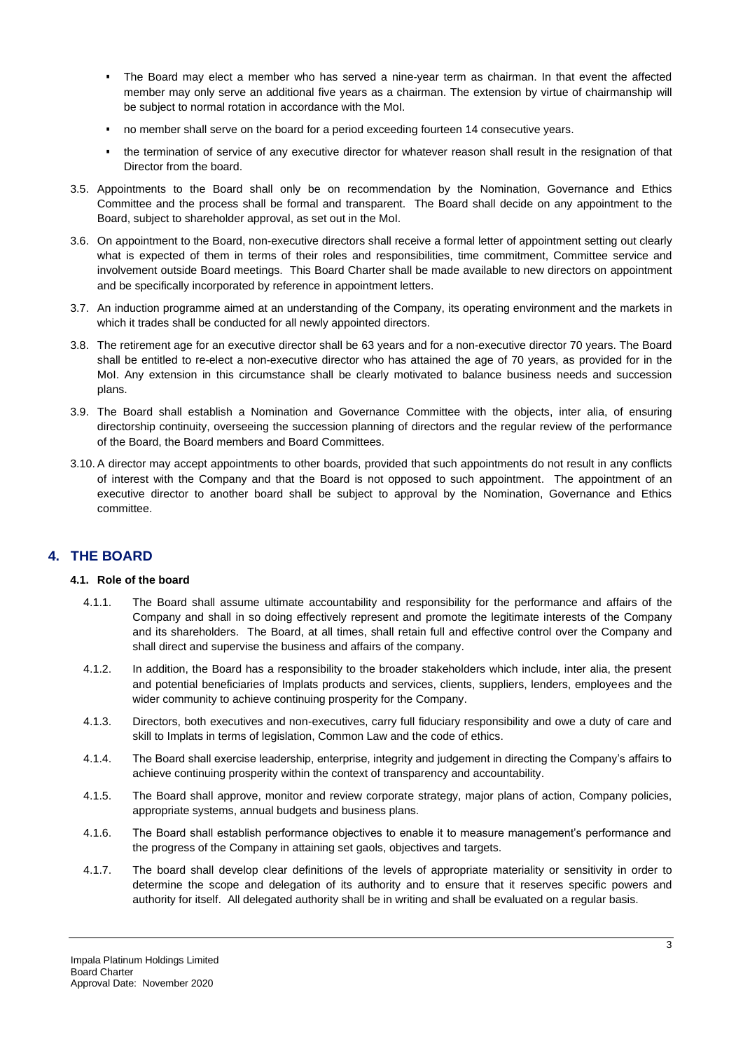- The Board may elect a member who has served a nine-year term as chairman. In that event the affected member may only serve an additional five years as a chairman. The extension by virtue of chairmanship will be subject to normal rotation in accordance with the MoI.
- no member shall serve on the board for a period exceeding fourteen 14 consecutive years.
- the termination of service of any executive director for whatever reason shall result in the resignation of that Director from the board.

3.5. Appointments to the Board shall only be on recommendation by the Nomination, Governance and Ethics Committee and the process shall be formal and transparent. The Board shall decide on any appointment to the Board, subject to shareholder approval, as set out in the MoI.

3.6. On appointment to the Board, non-executive directors shall receive a formal letter of appointment setting out clearly what is expected of them in terms of their roles and responsibilities, time commitment, Committee service and involvement outside Board meetings. This Board Charter shall be made available to new directors on appointment and be specifically incorporated by reference in appointment letters.

3.7. An induction programme aimed at an understanding of the Company, its operating environment and the markets in which it trades shall be conducted for all newly appointed directors.

3.8. The retirement age for an executive director shall be 63 years and for a non-executive director 70 years. The Board shall be entitled to re-elect a non-executive director who has attained the age of 70 years, as provided for in the MoI. Any extension in this circumstance shall be clearly motivated to balance business needs and succession plans.

3.9. The Board shall establish a Nomination and Governance Committee with the objects, inter alia, of ensuring directorship continuity, overseeing the succession planning of directors and the regular review of the performance of the Board, the Board members and Board Committees.

3.10. A director may accept appointments to other boards, provided that such appointments do not result in any conflicts of interest with the Company and that the Board is not opposed to such appointment. The appointment of an executive director to another board shall be subject to approval by the Nomination, Governance and Ethics committee.

## 4. THE BOARD

### 4.1. Role of the board

4.1.1. The Board shall assume ultimate accountability and responsibility for the performance and affairs of the Company and shall in so doing effectively represent and promote the legitimate interests of the Company and its shareholders. The Board, at all times, shall retain full and effective control over the Company and shall direct and supervise the business and affairs of the company.

4.1.2. In addition, the Board has a responsibility to the broader stakeholders which include, inter alia, the present and potential beneficiaries of Implats products and services, clients, suppliers, lenders, employees and the wider community to achieve continuing prosperity for the Company.

4.1.3. Directors, both executives and non-executives, carry full fiduciary responsibility and owe a duty of care and skill to Implats in terms of legislation, Common Law and the code of ethics.

4.1.4. The Board shall exercise leadership, enterprise, integrity and judgement in directing the Company's affairs to achieve continuing prosperity within the context of transparency and accountability.

4.1.5. The Board shall approve, monitor and review corporate strategy, major plans of action, Company policies, appropriate systems, annual budgets and business plans.

4.1.6. The Board shall establish performance objectives to enable it to measure management's performance and the progress of the Company in attaining set gaols, objectives and targets.

4.1.7. The board shall develop clear definitions of the levels of appropriate materiality or sensitivity in order to determine the scope and delegation of its authority and to ensure that it reserves specific powers and authority for itself. All delegated authority shall be in writing and shall be evaluated on a regular basis.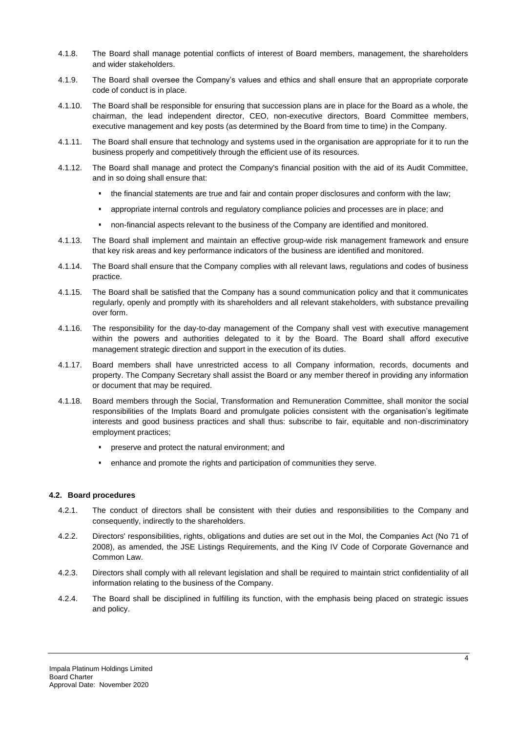4.1.8. The Board shall manage potential conflicts of interest of Board members, management, the shareholders and wider stakeholders.

4.1.9. The Board shall oversee the Company's values and ethics and shall ensure that an appropriate corporate code of conduct is in place.

4.1.10. The Board shall be responsible for ensuring that succession plans are in place for the Board as a whole, the chairman, the lead independent director, CEO, non-executive directors, Board Committee members, executive management and key posts (as determined by the Board from time to time) in the Company.

4.1.11. The Board shall ensure that technology and systems used in the organisation are appropriate for it to run the business properly and competitively through the efficient use of its resources.

4.1.12. The Board shall manage and protect the Company's financial position with the aid of its Audit Committee, and in so doing shall ensure that:

- the financial statements are true and fair and contain proper disclosures and conform with the law;
- appropriate internal controls and regulatory compliance policies and processes are in place; and
- non-financial aspects relevant to the business of the Company are identified and monitored.

4.1.13. The Board shall implement and maintain an effective group-wide risk management framework and ensure that key risk areas and key performance indicators of the business are identified and monitored.

4.1.14. The Board shall ensure that the Company complies with all relevant laws, regulations and codes of business practice.

4.1.15. The Board shall be satisfied that the Company has a sound communication policy and that it communicates regularly, openly and promptly with its shareholders and all relevant stakeholders, with substance prevailing over form.

4.1.16. The responsibility for the day-to-day management of the Company shall vest with executive management within the powers and authorities delegated to it by the Board. The Board shall afford executive management strategic direction and support in the execution of its duties.

4.1.17. Board members shall have unrestricted access to all Company information, records, documents and property. The Company Secretary shall assist the Board or any member thereof in providing any information or document that may be required.

4.1.18. Board members through the Social, Transformation and Remuneration Committee, shall monitor the social responsibilities of the Implats Board and promulgate policies consistent with the organisation's legitimate interests and good business practices and shall thus: subscribe to fair, equitable and non-discriminatory employment practices;

- preserve and protect the natural environment; and
- enhance and promote the rights and participation of communities they serve.

### 4.2. Board procedures

4.2.1. The conduct of directors shall be consistent with their duties and responsibilities to the Company and consequently, indirectly to the shareholders.

4.2.2. Directors' responsibilities, rights, obligations and duties are set out in the MoI, the Companies Act (No 71 of 2008), as amended, the JSE Listings Requirements, and the King IV Code of Corporate Governance and Common Law.

4.2.3. Directors shall comply with all relevant legislation and shall be required to maintain strict confidentiality of all information relating to the business of the Company.

4.2.4. The Board shall be disciplined in fulfilling its function, with the emphasis being placed on strategic issues and policy.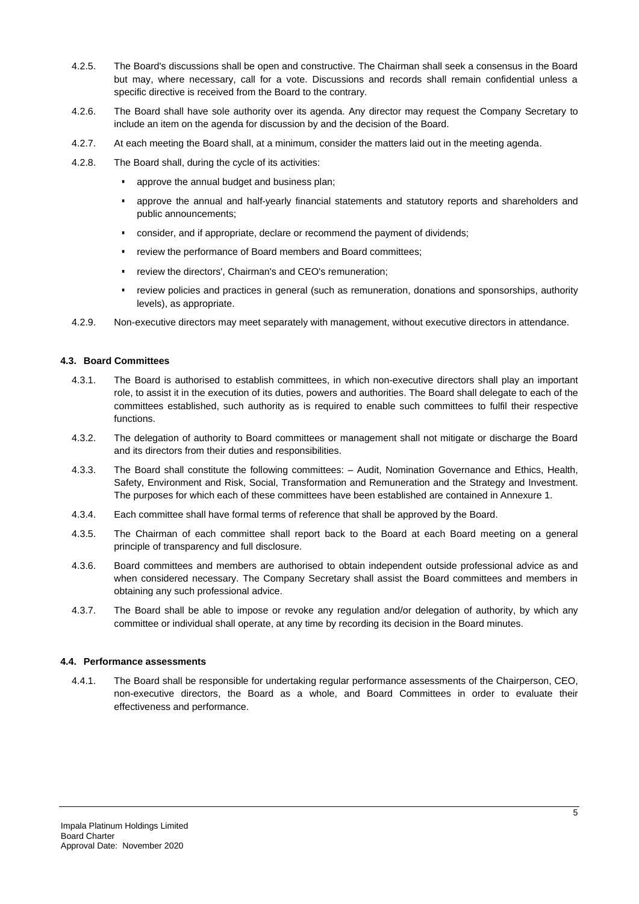4.2.5. The Board's discussions shall be open and constructive. The Chairman shall seek a consensus in the Board but may, where necessary, call for a vote. Discussions and records shall remain confidential unless a specific directive is received from the Board to the contrary.

4.2.6. The Board shall have sole authority over its agenda. Any director may request the Company Secretary to include an item on the agenda for discussion by and the decision of the Board.

4.2.7. At each meeting the Board shall, at a minimum, consider the matters laid out in the meeting agenda.

4.2.8. The Board shall, during the cycle of its activities:

- approve the annual budget and business plan;
- approve the annual and half-yearly financial statements and statutory reports and shareholders and public announcements;
- consider, and if appropriate, declare or recommend the payment of dividends;
- review the performance of Board members and Board committees;
- review the directors', Chairman's and CEO's remuneration;
- review policies and practices in general (such as remuneration, donations and sponsorships, authority levels), as appropriate.

4.2.9. Non-executive directors may meet separately with management, without executive directors in attendance.

### 4.3. Board Committees

4.3.1. The Board is authorised to establish committees, in which non-executive directors shall play an important role, to assist it in the execution of its duties, powers and authorities. The Board shall delegate to each of the committees established, such authority as is required to enable such committees to fulfil their respective functions.

4.3.2. The delegation of authority to Board committees or management shall not mitigate or discharge the Board and its directors from their duties and responsibilities.

4.3.3. The Board shall constitute the following committees: – Audit, Nomination Governance and Ethics, Health, Safety, Environment and Risk, Social, Transformation and Remuneration and the Strategy and Investment. The purposes for which each of these committees have been established are contained in Annexure 1.

4.3.4. Each committee shall have formal terms of reference that shall be approved by the Board.

4.3.5. The Chairman of each committee shall report back to the Board at each Board meeting on a general principle of transparency and full disclosure.

4.3.6. Board committees and members are authorised to obtain independent outside professional advice as and when considered necessary. The Company Secretary shall assist the Board committees and members in obtaining any such professional advice.

4.3.7. The Board shall be able to impose or revoke any regulation and/or delegation of authority, by which any committee or individual shall operate, at any time by recording its decision in the Board minutes.

### 4.4. Performance assessments

4.4.1. The Board shall be responsible for undertaking regular performance assessments of the Chairperson, CEO, non-executive directors, the Board as a whole, and Board Committees in order to evaluate their effectiveness and performance.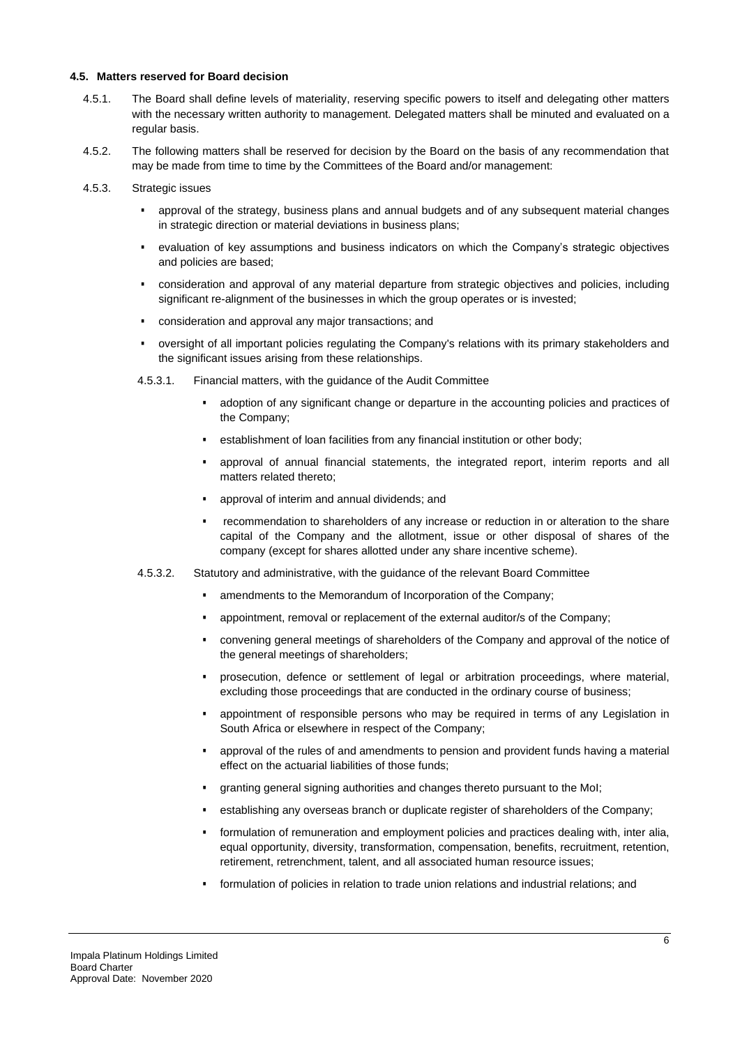#### 4.5. Matters reserved for Board decision

4.5.1. The Board shall define levels of materiality, reserving specific powers to itself and delegating other matters with the necessary written authority to management. Delegated matters shall be minuted and evaluated on a regular basis.

4.5.2. The following matters shall be reserved for decision by the Board on the basis of any recommendation that may be made from time to time by the Committees of the Board and/or management:

4.5.3. Strategic issues

- approval of the strategy, business plans and annual budgets and of any subsequent material changes in strategic direction or material deviations in business plans;
- evaluation of key assumptions and business indicators on which the Company's strategic objectives and policies are based;
- consideration and approval of any material departure from strategic objectives and policies, including significant re-alignment of the businesses in which the group operates or is invested;
- consideration and approval any major transactions; and
- oversight of all important policies regulating the Company's relations with its primary stakeholders and the significant issues arising from these relationships.

4.5.3.1. Financial matters, with the guidance of the Audit Committee

- adoption of any significant change or departure in the accounting policies and practices of the Company;
- establishment of loan facilities from any financial institution or other body;
- approval of annual financial statements, the integrated report, interim reports and all matters related thereto;
- approval of interim and annual dividends; and
- recommendation to shareholders of any increase or reduction in or alteration to the share capital of the Company and the allotment, issue or other disposal of shares of the company (except for shares allotted under any share incentive scheme).

4.5.3.2. Statutory and administrative, with the guidance of the relevant Board Committee

- amendments to the Memorandum of Incorporation of the Company;
- appointment, removal or replacement of the external auditor/s of the Company;
- convening general meetings of shareholders of the Company and approval of the notice of the general meetings of shareholders;
- prosecution, defence or settlement of legal or arbitration proceedings, where material, excluding those proceedings that are conducted in the ordinary course of business;
- appointment of responsible persons who may be required in terms of any Legislation in South Africa or elsewhere in respect of the Company;
- approval of the rules of and amendments to pension and provident funds having a material effect on the actuarial liabilities of those funds;
- granting general signing authorities and changes thereto pursuant to the MoI;
- establishing any overseas branch or duplicate register of shareholders of the Company;
- formulation of remuneration and employment policies and practices dealing with, inter alia, equal opportunity, diversity, transformation, compensation, benefits, recruitment, retention, retirement, retrenchment, talent, and all associated human resource issues;
- formulation of policies in relation to trade union relations and industrial relations; and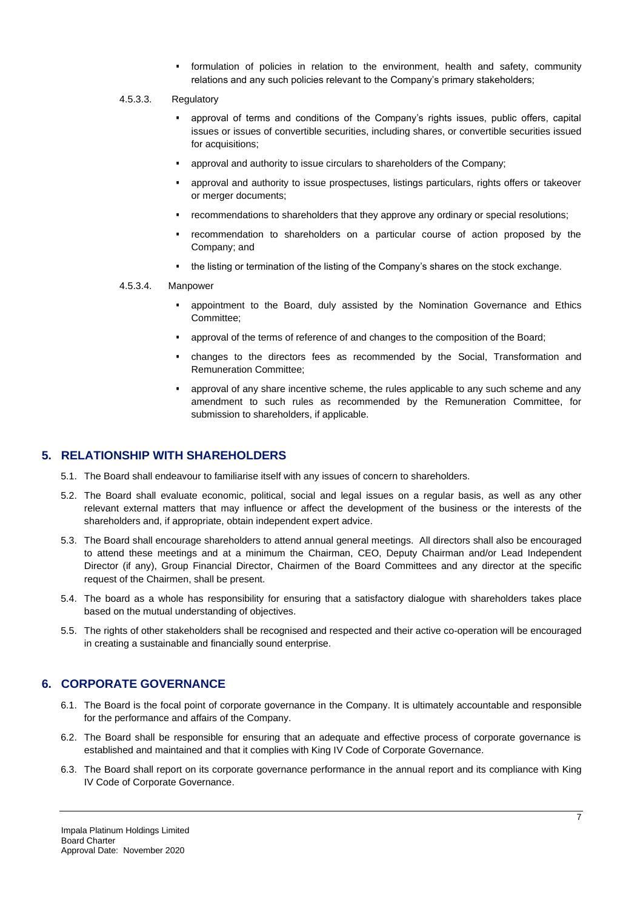- formulation of policies in relation to the environment, health and safety, community relations and any such policies relevant to the Company's primary stakeholders;

4.5.3.3. Regulatory

- approval of terms and conditions of the Company's rights issues, public offers, capital issues or issues of convertible securities, including shares, or convertible securities issued for acquisitions;
- approval and authority to issue circulars to shareholders of the Company;
- approval and authority to issue prospectuses, listings particulars, rights offers or takeover or merger documents;
- recommendations to shareholders that they approve any ordinary or special resolutions;
- recommendation to shareholders on a particular course of action proposed by the Company; and
- the listing or termination of the listing of the Company's shares on the stock exchange.

4.5.3.4. Manpower

- appointment to the Board, duly assisted by the Nomination Governance and Ethics Committee;
- approval of the terms of reference of and changes to the composition of the Board;
- changes to the directors fees as recommended by the Social, Transformation and Remuneration Committee;
- approval of any share incentive scheme, the rules applicable to any such scheme and any amendment to such rules as recommended by the Remuneration Committee, for submission to shareholders, if applicable.

## 5. RELATIONSHIP WITH SHAREHOLDERS

5.1. The Board shall endeavour to familiarise itself with any issues of concern to shareholders.

5.2. The Board shall evaluate economic, political, social and legal issues on a regular basis, as well as any other relevant external matters that may influence or affect the development of the business or the interests of the shareholders and, if appropriate, obtain independent expert advice.

5.3. The Board shall encourage shareholders to attend annual general meetings. All directors shall also be encouraged to attend these meetings and at a minimum the Chairman, CEO, Deputy Chairman and/or Lead Independent Director (if any), Group Financial Director, Chairmen of the Board Committees and any director at the specific request of the Chairmen, shall be present.

5.4. The board as a whole has responsibility for ensuring that a satisfactory dialogue with shareholders takes place based on the mutual understanding of objectives.

5.5. The rights of other stakeholders shall be recognised and respected and their active co-operation will be encouraged in creating a sustainable and financially sound enterprise.

## 6. CORPORATE GOVERNANCE

6.1. The Board is the focal point of corporate governance in the Company. It is ultimately accountable and responsible for the performance and affairs of the Company.

6.2. The Board shall be responsible for ensuring that an adequate and effective process of corporate governance is established and maintained and that it complies with King IV Code of Corporate Governance.

6.3. The Board shall report on its corporate governance performance in the annual report and its compliance with King IV Code of Corporate Governance.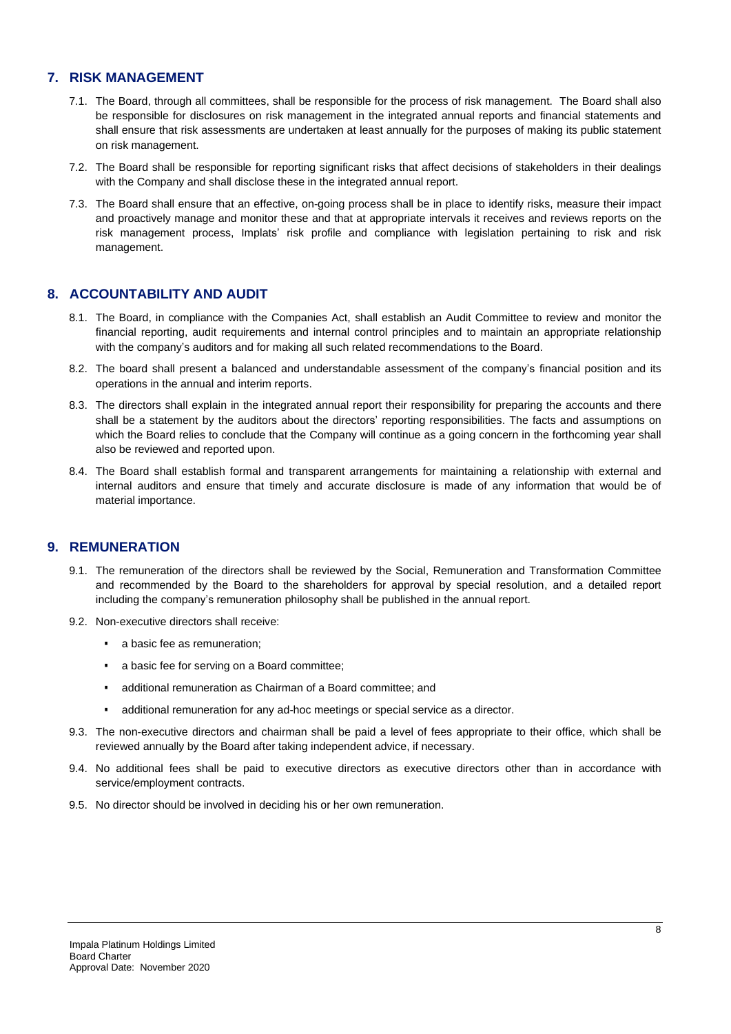## 7. RISK MANAGEMENT

7.1. The Board, through all committees, shall be responsible for the process of risk management. The Board shall also be responsible for disclosures on risk management in the integrated annual reports and financial statements and shall ensure that risk assessments are undertaken at least annually for the purposes of making its public statement on risk management.

7.2. The Board shall be responsible for reporting significant risks that affect decisions of stakeholders in their dealings with the Company and shall disclose these in the integrated annual report.

7.3. The Board shall ensure that an effective, on-going process shall be in place to identify risks, measure their impact and proactively manage and monitor these and that at appropriate intervals it receives and reviews reports on the risk management process, Implats' risk profile and compliance with legislation pertaining to risk and risk management.

## 8. ACCOUNTABILITY AND AUDIT

8.1. The Board, in compliance with the Companies Act, shall establish an Audit Committee to review and monitor the financial reporting, audit requirements and internal control principles and to maintain an appropriate relationship with the company's auditors and for making all such related recommendations to the Board.

8.2. The board shall present a balanced and understandable assessment of the company's financial position and its operations in the annual and interim reports.

8.3. The directors shall explain in the integrated annual report their responsibility for preparing the accounts and there shall be a statement by the auditors about the directors' reporting responsibilities. The facts and assumptions on which the Board relies to conclude that the Company will continue as a going concern in the forthcoming year shall also be reviewed and reported upon.

8.4. The Board shall establish formal and transparent arrangements for maintaining a relationship with external and internal auditors and ensure that timely and accurate disclosure is made of any information that would be of material importance.

## 9. REMUNERATION

9.1. The remuneration of the directors shall be reviewed by the Social, Remuneration and Transformation Committee and recommended by the Board to the shareholders for approval by special resolution, and a detailed report including the company's remuneration philosophy shall be published in the annual report.

9.2. Non-executive directors shall receive:

- a basic fee as remuneration;
- a basic fee for serving on a Board committee;
- additional remuneration as Chairman of a Board committee; and
- additional remuneration for any ad-hoc meetings or special service as a director.

9.3. The non-executive directors and chairman shall be paid a level of fees appropriate to their office, which shall be reviewed annually by the Board after taking independent advice, if necessary.

9.4. No additional fees shall be paid to executive directors as executive directors other than in accordance with service/employment contracts.

9.5. No director should be involved in deciding his or her own remuneration.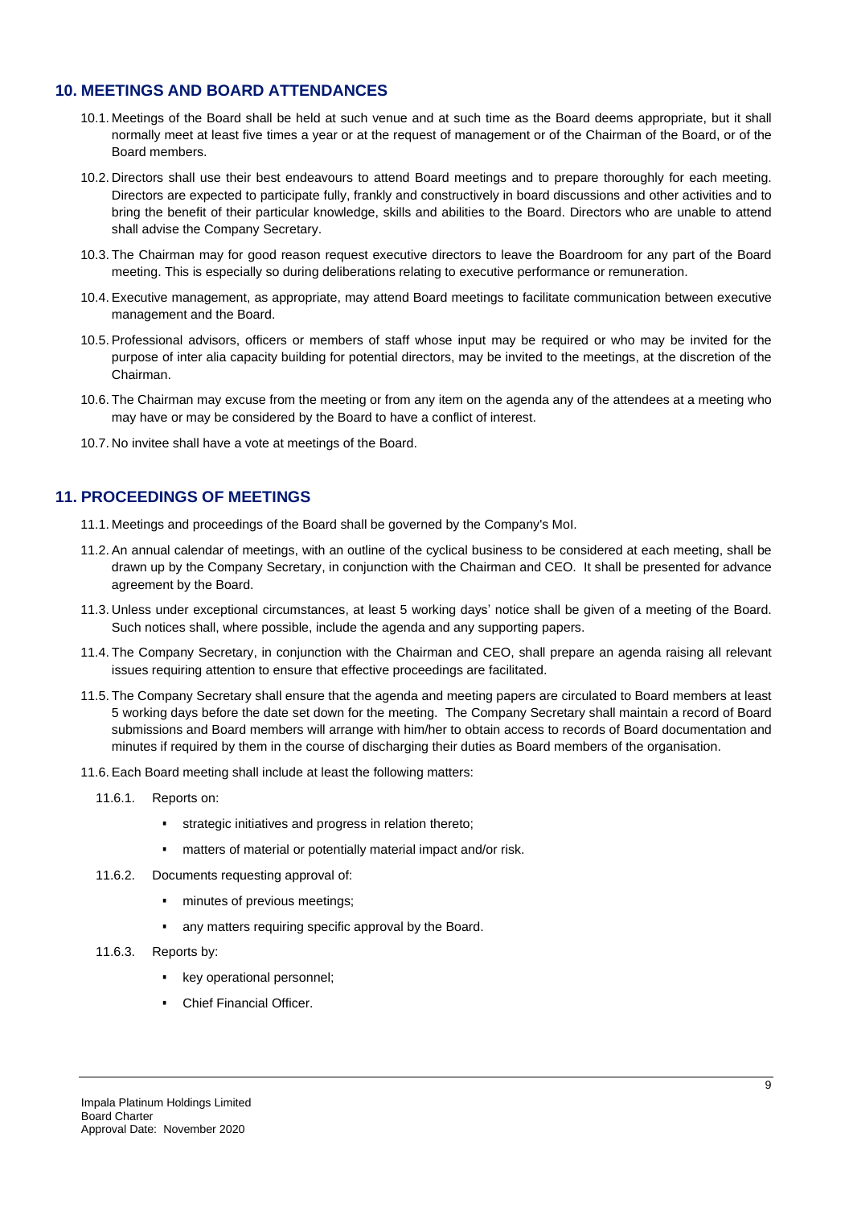## 10. MEETINGS AND BOARD ATTENDANCES

10.1. Meetings of the Board shall be held at such venue and at such time as the Board deems appropriate, but it shall normally meet at least five times a year or at the request of management or of the Chairman of the Board, or of the Board members.

10.2. Directors shall use their best endeavours to attend Board meetings and to prepare thoroughly for each meeting. Directors are expected to participate fully, frankly and constructively in board discussions and other activities and to bring the benefit of their particular knowledge, skills and abilities to the Board. Directors who are unable to attend shall advise the Company Secretary.

10.3. The Chairman may for good reason request executive directors to leave the Boardroom for any part of the Board meeting. This is especially so during deliberations relating to executive performance or remuneration.

10.4. Executive management, as appropriate, may attend Board meetings to facilitate communication between executive management and the Board.

10.5. Professional advisors, officers or members of staff whose input may be required or who may be invited for the purpose of inter alia capacity building for potential directors, may be invited to the meetings, at the discretion of the Chairman.

10.6. The Chairman may excuse from the meeting or from any item on the agenda any of the attendees at a meeting who may have or may be considered by the Board to have a conflict of interest.

10.7. No invitee shall have a vote at meetings of the Board.

## 11. PROCEEDINGS OF MEETINGS

11.1. Meetings and proceedings of the Board shall be governed by the Company's MoI.

11.2. An annual calendar of meetings, with an outline of the cyclical business to be considered at each meeting, shall be drawn up by the Company Secretary, in conjunction with the Chairman and CEO. It shall be presented for advance agreement by the Board.

11.3. Unless under exceptional circumstances, at least 5 working days' notice shall be given of a meeting of the Board. Such notices shall, where possible, include the agenda and any supporting papers.

11.4. The Company Secretary, in conjunction with the Chairman and CEO, shall prepare an agenda raising all relevant issues requiring attention to ensure that effective proceedings are facilitated.

11.5. The Company Secretary shall ensure that the agenda and meeting papers are circulated to Board members at least 5 working days before the date set down for the meeting. The Company Secretary shall maintain a record of Board submissions and Board members will arrange with him/her to obtain access to records of Board documentation and minutes if required by them in the course of discharging their duties as Board members of the organisation.

11.6. Each Board meeting shall include at least the following matters:

11.6.1. Reports on:

- strategic initiatives and progress in relation thereto;
- matters of material or potentially material impact and/or risk.

11.6.2. Documents requesting approval of:

- minutes of previous meetings;
- any matters requiring specific approval by the Board.

11.6.3. Reports by:

- key operational personnel;
- Chief Financial Officer.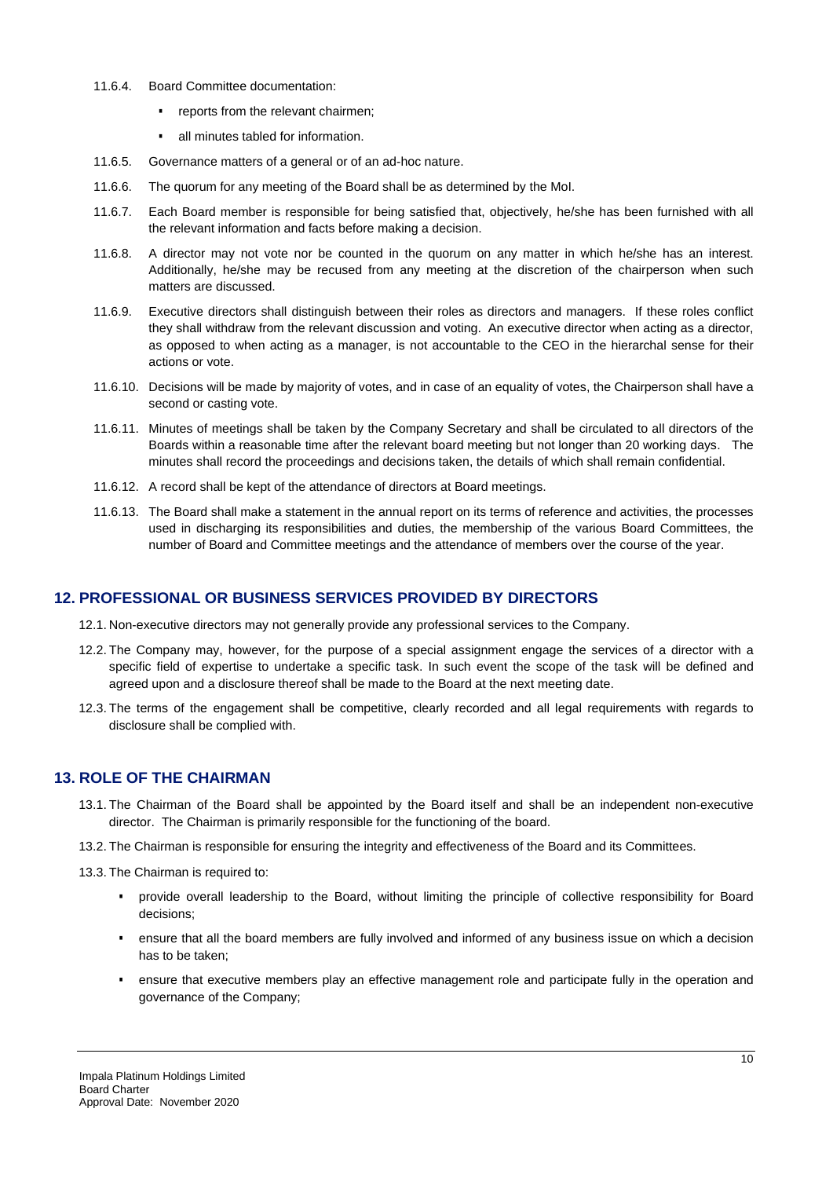11.6.4. Board Committee documentation:

- reports from the relevant chairmen;
- all minutes tabled for information.

11.6.5. Governance matters of a general or of an ad-hoc nature.

11.6.6. The quorum for any meeting of the Board shall be as determined by the MoI.

11.6.7. Each Board member is responsible for being satisfied that, objectively, he/she has been furnished with all the relevant information and facts before making a decision.

11.6.8. A director may not vote nor be counted in the quorum on any matter in which he/she has an interest. Additionally, he/she may be recused from any meeting at the discretion of the chairperson when such matters are discussed.

11.6.9. Executive directors shall distinguish between their roles as directors and managers. If these roles conflict they shall withdraw from the relevant discussion and voting. An executive director when acting as a director, as opposed to when acting as a manager, is not accountable to the CEO in the hierarchal sense for their actions or vote.

11.6.10. Decisions will be made by majority of votes, and in case of an equality of votes, the Chairperson shall have a second or casting vote.

11.6.11. Minutes of meetings shall be taken by the Company Secretary and shall be circulated to all directors of the Boards within a reasonable time after the relevant board meeting but not longer than 20 working days. The minutes shall record the proceedings and decisions taken, the details of which shall remain confidential.

11.6.12. A record shall be kept of the attendance of directors at Board meetings.

11.6.13. The Board shall make a statement in the annual report on its terms of reference and activities, the processes used in discharging its responsibilities and duties, the membership of the various Board Committees, the number of Board and Committee meetings and the attendance of members over the course of the year.

## 12. PROFESSIONAL OR BUSINESS SERVICES PROVIDED BY DIRECTORS

12.1. Non-executive directors may not generally provide any professional services to the Company.

12.2. The Company may, however, for the purpose of a special assignment engage the services of a director with a specific field of expertise to undertake a specific task. In such event the scope of the task will be defined and agreed upon and a disclosure thereof shall be made to the Board at the next meeting date.

12.3. The terms of the engagement shall be competitive, clearly recorded and all legal requirements with regards to disclosure shall be complied with.

## 13. ROLE OF THE CHAIRMAN

13.1. The Chairman of the Board shall be appointed by the Board itself and shall be an independent non-executive director. The Chairman is primarily responsible for the functioning of the board.

13.2. The Chairman is responsible for ensuring the integrity and effectiveness of the Board and its Committees.

13.3. The Chairman is required to:

- provide overall leadership to the Board, without limiting the principle of collective responsibility for Board decisions;
- ensure that all the board members are fully involved and informed of any business issue on which a decision has to be taken;
- ensure that executive members play an effective management role and participate fully in the operation and governance of the Company;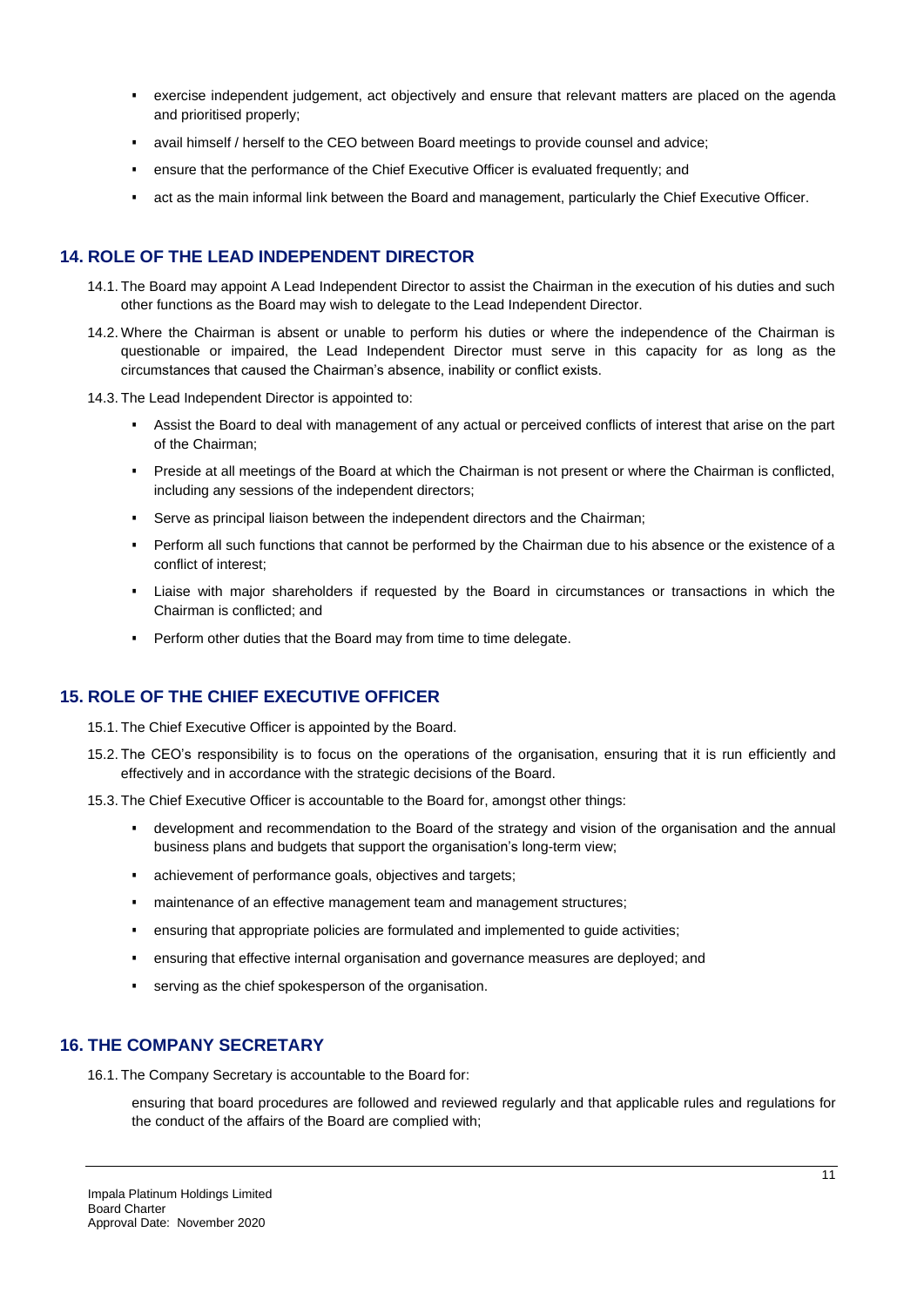- exercise independent judgement, act objectively and ensure that relevant matters are placed on the agenda and prioritised properly;
- avail himself / herself to the CEO between Board meetings to provide counsel and advice;
- ensure that the performance of the Chief Executive Officer is evaluated frequently; and
- act as the main informal link between the Board and management, particularly the Chief Executive Officer.

## 14. ROLE OF THE LEAD INDEPENDENT DIRECTOR

14.1. The Board may appoint A Lead Independent Director to assist the Chairman in the execution of his duties and such other functions as the Board may wish to delegate to the Lead Independent Director.

14.2. Where the Chairman is absent or unable to perform his duties or where the independence of the Chairman is questionable or impaired, the Lead Independent Director must serve in this capacity for as long as the circumstances that caused the Chairman's absence, inability or conflict exists.

14.3. The Lead Independent Director is appointed to:

- Assist the Board to deal with management of any actual or perceived conflicts of interest that arise on the part of the Chairman;
- Preside at all meetings of the Board at which the Chairman is not present or where the Chairman is conflicted, including any sessions of the independent directors;
- Serve as principal liaison between the independent directors and the Chairman;
- Perform all such functions that cannot be performed by the Chairman due to his absence or the existence of a conflict of interest;
- Liaise with major shareholders if requested by the Board in circumstances or transactions in which the Chairman is conflicted; and
- Perform other duties that the Board may from time to time delegate.

## 15. ROLE OF THE CHIEF EXECUTIVE OFFICER

15.1. The Chief Executive Officer is appointed by the Board.

15.2. The CEO's responsibility is to focus on the operations of the organisation, ensuring that it is run efficiently and effectively and in accordance with the strategic decisions of the Board.

15.3. The Chief Executive Officer is accountable to the Board for, amongst other things:

- development and recommendation to the Board of the strategy and vision of the organisation and the annual business plans and budgets that support the organisation's long-term view;
- achievement of performance goals, objectives and targets;
- maintenance of an effective management team and management structures;
- ensuring that appropriate policies are formulated and implemented to guide activities;
- ensuring that effective internal organisation and governance measures are deployed; and
- serving as the chief spokesperson of the organisation.

## 16. THE COMPANY SECRETARY

16.1. The Company Secretary is accountable to the Board for:

ensuring that board procedures are followed and reviewed regularly and that applicable rules and regulations for the conduct of the affairs of the Board are complied with;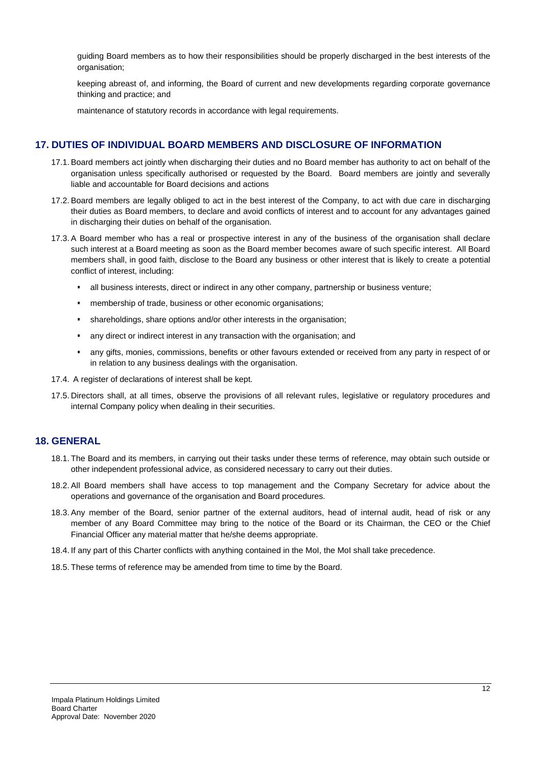guiding Board members as to how their responsibilities should be properly discharged in the best interests of the organisation;

keeping abreast of, and informing, the Board of current and new developments regarding corporate governance thinking and practice; and

maintenance of statutory records in accordance with legal requirements.

## 17. DUTIES OF INDIVIDUAL BOARD MEMBERS AND DISCLOSURE OF INFORMATION

17.1. Board members act jointly when discharging their duties and no Board member has authority to act on behalf of the organisation unless specifically authorised or requested by the Board. Board members are jointly and severally liable and accountable for Board decisions and actions

17.2. Board members are legally obliged to act in the best interest of the Company, to act with due care in discharging their duties as Board members, to declare and avoid conflicts of interest and to account for any advantages gained in discharging their duties on behalf of the organisation.

17.3. A Board member who has a real or prospective interest in any of the business of the organisation shall declare such interest at a Board meeting as soon as the Board member becomes aware of such specific interest. All Board members shall, in good faith, disclose to the Board any business or other interest that is likely to create a potential conflict of interest, including:

- all business interests, direct or indirect in any other company, partnership or business venture;
- membership of trade, business or other economic organisations;
- shareholdings, share options and/or other interests in the organisation;
- any direct or indirect interest in any transaction with the organisation; and
- any gifts, monies, commissions, benefits or other favours extended or received from any party in respect of or in relation to any business dealings with the organisation.

17.4. A register of declarations of interest shall be kept.

17.5. Directors shall, at all times, observe the provisions of all relevant rules, legislative or regulatory procedures and internal Company policy when dealing in their securities.

## 18. GENERAL

18.1. The Board and its members, in carrying out their tasks under these terms of reference, may obtain such outside or other independent professional advice, as considered necessary to carry out their duties.

18.2. All Board members shall have access to top management and the Company Secretary for advice about the operations and governance of the organisation and Board procedures.

18.3. Any member of the Board, senior partner of the external auditors, head of internal audit, head of risk or any member of any Board Committee may bring to the notice of the Board or its Chairman, the CEO or the Chief Financial Officer any material matter that he/she deems appropriate.

18.4. If any part of this Charter conflicts with anything contained in the MoI, the MoI shall take precedence.

18.5. These terms of reference may be amended from time to time by the Board.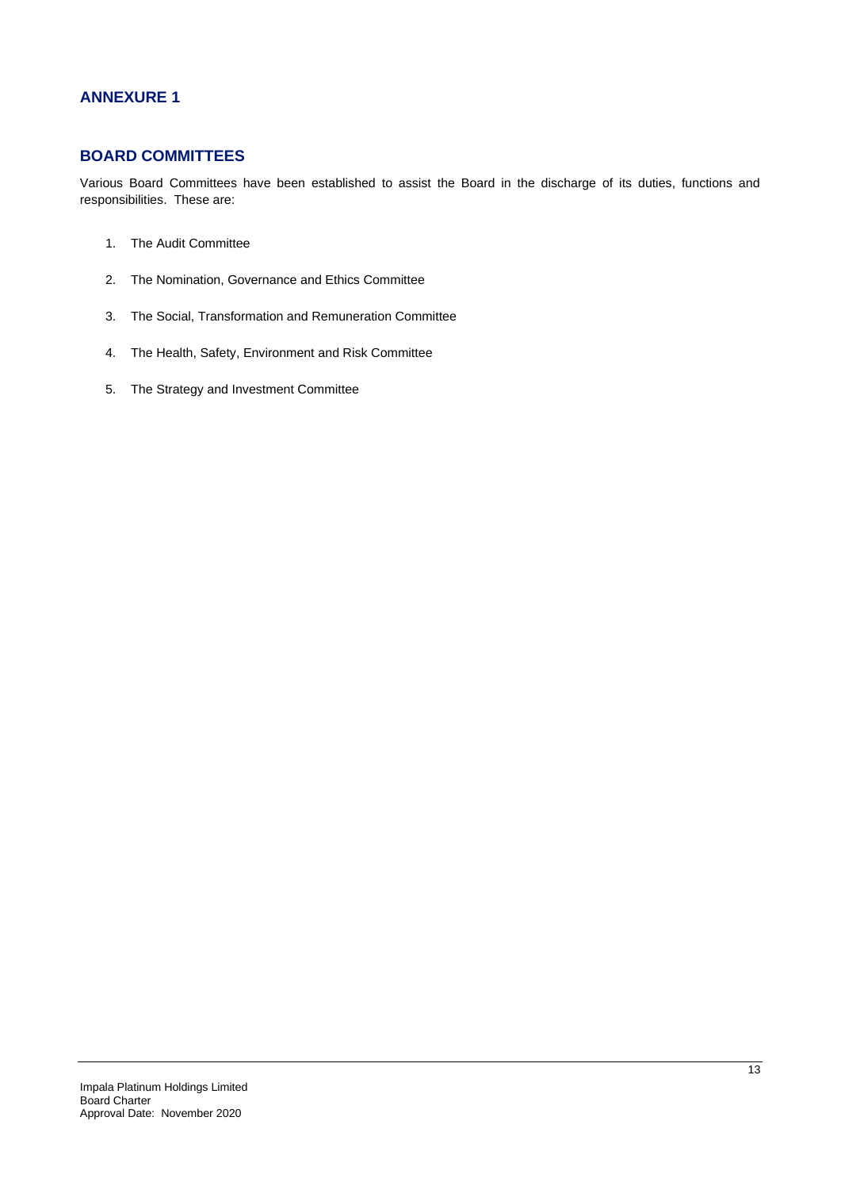## ANNEXURE 1

## BOARD COMMITTEES

Various Board Committees have been established to assist the Board in the discharge of its duties, functions and responsibilities. These are:

1. The Audit Committee
2. The Nomination, Governance and Ethics Committee
3. The Social, Transformation and Remuneration Committee
4. The Health, Safety, Environment and Risk Committee
5. The Strategy and Investment Committee